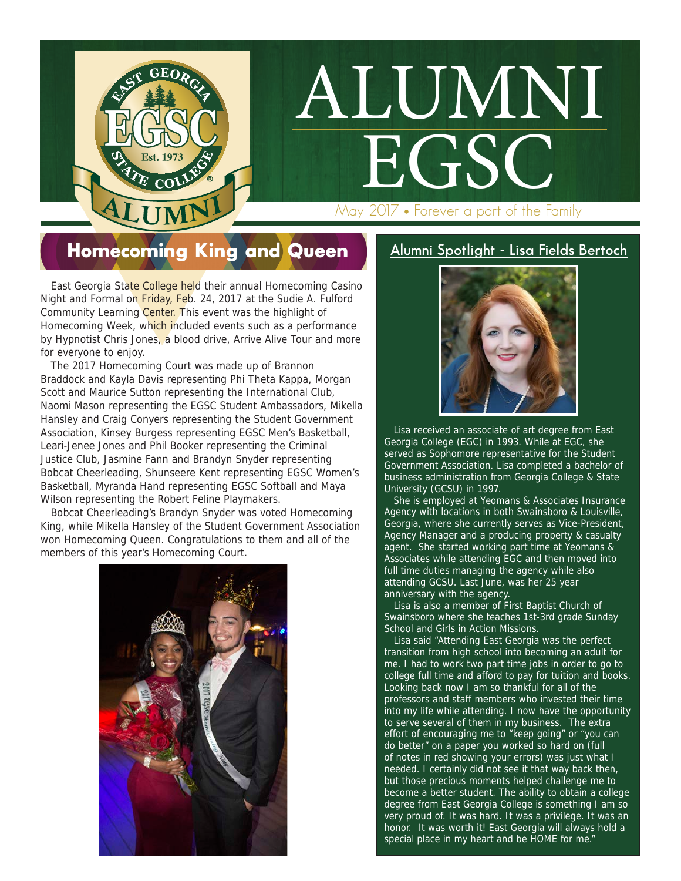# ALUMNI EGSC

May 2017 • Forever a part of the Family

## Homecoming King and Queen

East Georgia State College held their annual Homecoming Casino Night and Formal on Friday, Feb. 24, 2017 at the Sudie A. Fulford Community Learning Center. This event was the highlight of Homecoming Week, which included events such as a performance by Hypnotist Chris Jones, a blood drive, Arrive Alive Tour and more for everyone to enjoy.

The 2017 Homecoming Court was made up of Brannon Braddock and Kayla Davis representing Phi Theta Kappa, Morgan Scott and Maurice Sutton representing the International Club, Naomi Mason representing the EGSC Student Ambassadors, Mikella Hansley and Craig Conyers representing the Student Government Association, Kinsey Burgess representing EGSC Men's Basketball, Leari-Jenee Jones and Phil Booker representing the Criminal Justice Club, Jasmine Fann and Brandyn Snyder representing Bobcat Cheerleading, Shunseere Kent representing EGSC Women's Basketball, Myranda Hand representing EGSC Softball and Maya Wilson representing the Robert Feline Playmakers.

Bobcat Cheerleading's Brandyn Snyder was voted Homecoming King, while Mikella Hansley of the Student Government Association won Homecoming Queen. Congratulations to them and all of the members of this year's Homecoming Court.

## Alumni Spotlight - Lisa Fields Bertoch

Lisa received an associate of art degree from East Georgia College (EGC) in 1993. While at EGC, she served as Sophomore representative for the Student Government Association. Lisa completed a bachelor of business administration from Georgia College & State University (GCSU) in 1997.

She is employed at Yeomans & Associates Insurance Agency with locations in both Swainsboro & Louisville, Georgia, where she currently serves as Vice-President, Agency Manager and a producing property & casualty agent. She started working part time at Yeomans & Associates while attending EGC and then moved into full time duties managing the agency while also attending GCSU. Last June, was her 25 year anniversary with the agency.

Lisa is also a member of First Baptist Church of Swainsboro where she teaches 1st-3rd grade Sunday School and Girls in Action Missions.

Lisa said "Attending East Georgia was the perfect transition from high school into becoming an adult for me. I had to work two part time jobs in order to go to college full time and afford to pay for tuition and books. Looking back now I am so thankful for all of the professors and staff members who invested their time into my life while attending. I now have the opportunity to serve several of them in my business. The extra effort of encouraging me to "keep going" or "you can do better" on a paper you worked so hard on (full of notes in red showing your errors) was just what I needed. I certainly did not see it that way back then, but those precious moments helped challenge me to become a better student. The ability to obtain a college degree from East Georgia College is something I am so very proud of. It was hard. It was a privilege. It was an honor. It was worth it! East Georgia will always hold a special place in my heart and be HOME for me."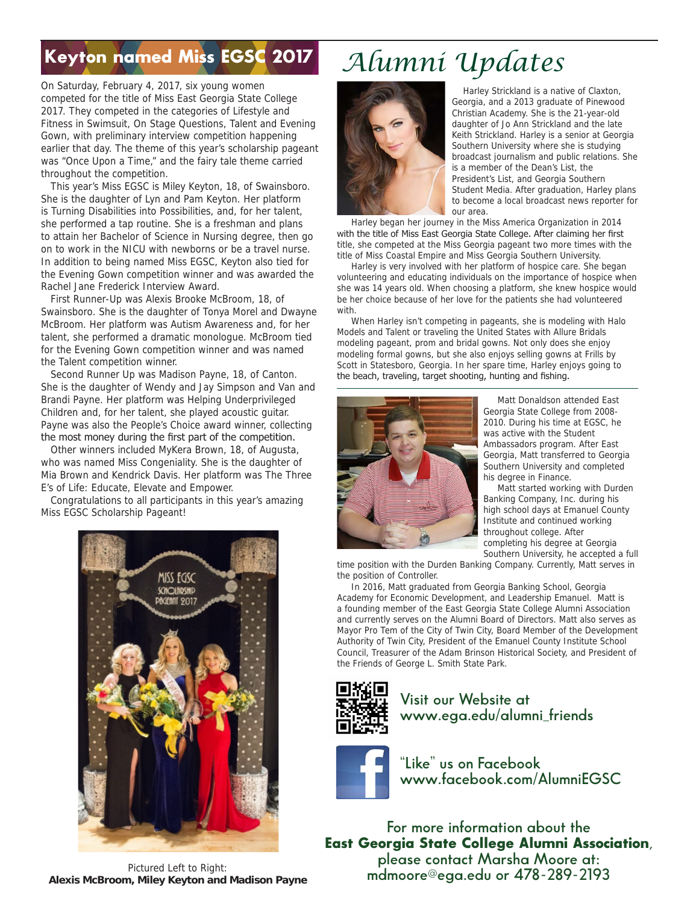## Keyton named Miss EGSC 2017

On Saturday, February 4, 2017, six young women competed for the title of Miss East Georgia State College 2017. They competed in the categories of Lifestyle and Fitness in Swimsuit, On Stage Questions, Talent and Evening Gown, with preliminary interview competition happening earlier that day. The theme of this year's scholarship pageant was "Once Upon a Time," and the fairy tale theme carried throughout the competition.

This year's Miss EGSC is Miley Keyton, 18, of Swainsboro. She is the daughter of Lyn and Pam Keyton. Her platform is Turning Disabilities into Possibilities, and, for her talent, she performed a tap routine. She is a freshman and plans to attain her Bachelor of Science in Nursing degree, then go on to work in the NICU with newborns or be a travel nurse. In addition to being named Miss EGSC, Keyton also tied for the Evening Gown competition winner and was awarded the Rachel Jane Frederick Interview Award.

First Runner-Up was Alexis Brooke McBroom, 18, of Swainsboro. She is the daughter of Tonya Morel and Dwayne McBroom. Her platform was Autism Awareness and, for her talent, she performed a dramatic monologue. McBroom tied for the Evening Gown competition winner and was named the Talent competition winner.

Second Runner Up was Madison Payne, 18, of Canton. She is the daughter of Wendy and Jay Simpson and Van and Brandi Payne. Her platform was Helping Underprivileged Children and, for her talent, she played acoustic guitar. Payne was also the People's Choice award winner, collecting the most money during the first part of the competition.

Other winners included MyKera Brown, 18, of Augusta, who was named Miss Congeniality. She is the daughter of Mia Brown and Kendrick Davis. Her platform was The Three E's of Life: Educate, Elevate and Empower.

Congratulations to all participants in this year's amazing Miss EGSC Scholarship Pageant!

Pictured Left to Right:
**Alexis McBroom, Miley Keyton and Madison Payne**

# *Alumni Updates*

Harley Strickland is a native of Claxton, Georgia, and a 2013 graduate of Pinewood Christian Academy. She is the 21-year-old daughter of Jo Ann Strickland and the late Keith Strickland. Harley is a senior at Georgia Southern University where she is studying broadcast journalism and public relations. She is a member of the Dean's List, the President's List, and Georgia Southern Student Media. After graduation, Harley plans to become a local broadcast news reporter for our area.

Harley began her journey in the Miss America Organization in 2014 with the title of Miss East Georgia State College. After claiming her first title, she competed at the Miss Georgia pageant two more times with the title of Miss Coastal Empire and Miss Georgia Southern University.

Harley is very involved with her platform of hospice care. She began volunteering and educating individuals on the importance of hospice when she was 14 years old. When choosing a platform, she knew hospice would be her choice because of her love for the patients she had volunteered with.

When Harley isn't competing in pageants, she is modeling with Halo Models and Talent or traveling the United States with Allure Bridals modeling pageant, prom and bridal gowns. Not only does she enjoy modeling formal gowns, but she also enjoys selling gowns at Frills by Scott in Statesboro, Georgia. In her spare time, Harley enjoys going to the beach, traveling, target shooting, hunting and fishing.

Matt Donaldson attended East Georgia State College from 2008-2010. During his time at EGSC, he was active with the Student Ambassadors program. After East Georgia, Matt transferred to Georgia Southern University and completed his degree in Finance.

Matt started working with Durden Banking Company, Inc. during his high school days at Emanuel County Institute and continued working throughout college. After completing his degree at Georgia Southern University, he accepted a full time position with the Durden Banking Company. Currently, Matt serves in the position of Controller.

In 2016, Matt graduated from Georgia Banking School, Georgia Academy for Economic Development, and Leadership Emanuel. Matt is a founding member of the East Georgia State College Alumni Association and currently serves on the Alumni Board of Directors. Matt also serves as Mayor Pro Tem of the City of Twin City, Board Member of the Development Authority of Twin City, President of the Emanuel County Institute School Council, Treasurer of the Adam Brinson Historical Society, and President of the Friends of George L. Smith State Park.

Visit our Website at
www.ega.edu/alumni_friends

"Like" us on Facebook
www.facebook.com/AlumniEGSC

For more information about the
**East Georgia State College Alumni Association**,
please contact Marsha Moore at:
mdmoore@ega.edu or 478-289-2193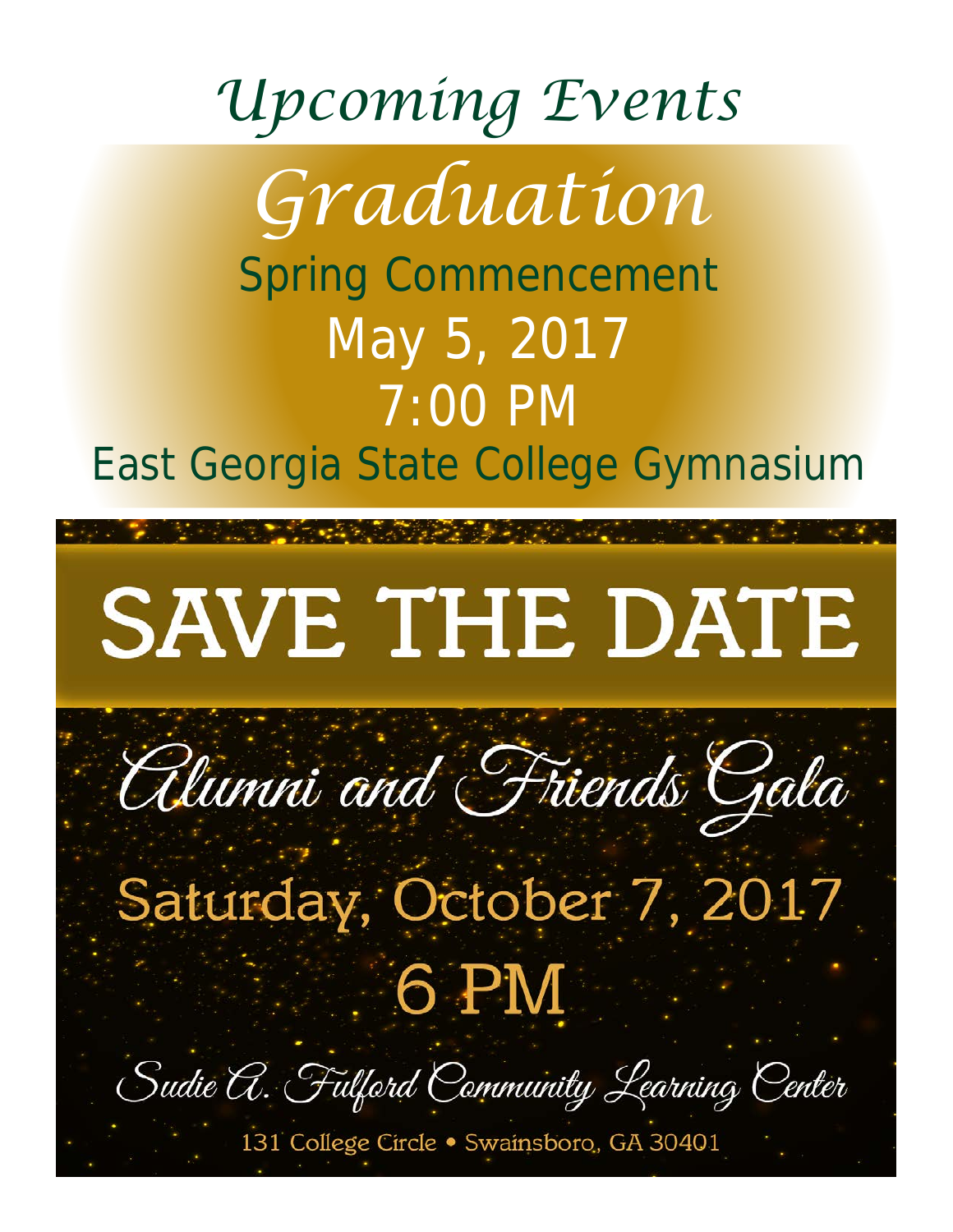# *Upcoming Events*

## *Graduation*

Spring Commencement

May 5, 2017

7:00 PM

East Georgia State College Gymnasium

# SAVE THE DATE

## *Alumni and Friends Gala*

Saturday, October 7, 2017

6 PM

*Sudie A. Fulford Community Learning Center*

131 College Circle • Swainsboro, GA 30401